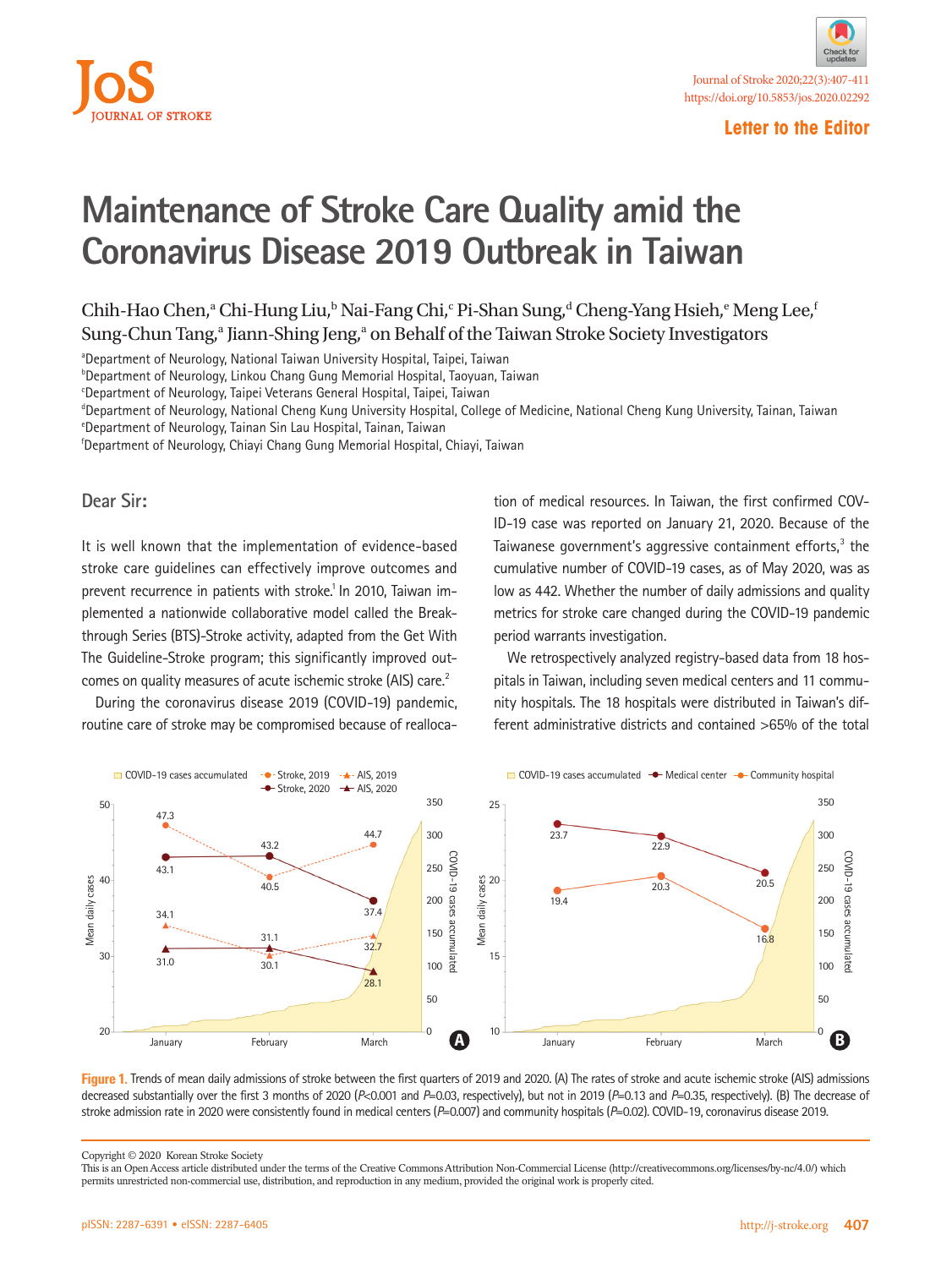Letter to the Editor

# Maintenance of Stroke Care Quality amid the Coronavirus Disease 2019 Outbreak in Taiwan

Chih-Hao Chen,[a] Chi-Hung Liu,[b] Nai-Fang Chi,[c] Pi-Shan Sung,[d] Cheng-Yang Hsieh,[e] Meng Lee,[f] Sung-Chun Tang,[a] Jiann-Shing Jeng,[a] on Behalf of the Taiwan Stroke Society Investigators

[a]Department of Neurology, National Taiwan University Hospital, Taipei, Taiwan
[b]Department of Neurology, Linkou Chang Gung Memorial Hospital, Taoyuan, Taiwan
[c]Department of Neurology, Taipei Veterans General Hospital, Taipei, Taiwan
[d]Department of Neurology, National Cheng Kung University Hospital, College of Medicine, National Cheng Kung University, Tainan, Taiwan
[e]Department of Neurology, Tainan Sin Lau Hospital, Tainan, Taiwan
[f]Department of Neurology, Chiayi Chang Gung Memorial Hospital, Chiayi, Taiwan

## Dear Sir:

It is well known that the implementation of evidence-based stroke care guidelines can effectively improve outcomes and prevent recurrence in patients with stroke.[1] In 2010, Taiwan implemented a nationwide collaborative model called the Breakthrough Series (BTS)-Stroke activity, adapted from the Get With The Guideline-Stroke program; this significantly improved outcomes on quality measures of acute ischemic stroke (AIS) care.[2]

During the coronavirus disease 2019 (COVID-19) pandemic, routine care of stroke may be compromised because of reallocation of medical resources. In Taiwan, the first confirmed COVID-19 case was reported on January 21, 2020. Because of the Taiwanese government's aggressive containment efforts,[3] the cumulative number of COVID-19 cases, as of May 2020, was as low as 442. Whether the number of daily admissions and quality metrics for stroke care changed during the COVID-19 pandemic period warrants investigation.

We retrospectively analyzed registry-based data from 18 hospitals in Taiwan, including seven medical centers and 11 community hospitals. The 18 hospitals were distributed in Taiwan's different administrative districts and contained >65% of the total

**Figure 1.** Trends of mean daily admissions of stroke between the first quarters of 2019 and 2020. (A) The rates of stroke and acute ischemic stroke (AIS) admissions decreased substantially over the first 3 months of 2020 ($P$<0.001 and $P$=0.03, respectively), but not in 2019 ($P$=0.13 and $P$=0.35, respectively). (B) The decrease of stroke admission rate in 2020 were consistently found in medical centers ($P$=0.007) and community hospitals ($P$=0.02). COVID-19, coronavirus disease 2019.

Copyright © 2020 Korean Stroke Society
This is an Open Access article distributed under the terms of the Creative Commons Attribution Non-Commercial License (http://creativecommons.org/licenses/by-nc/4.0/) which permits unrestricted non-commercial use, distribution, and reproduction in any medium, provided the original work is properly cited.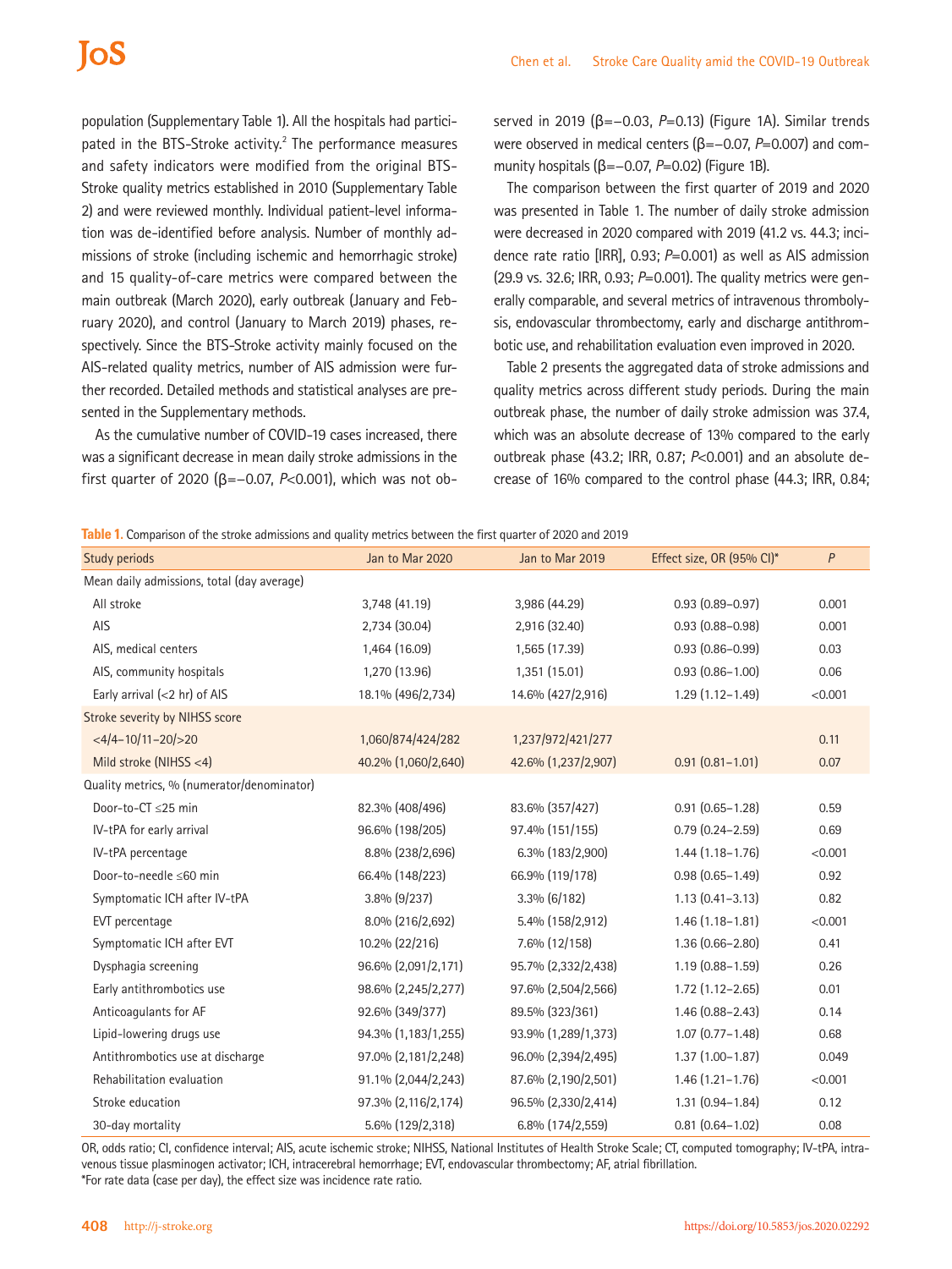population (Supplementary Table 1). All the hospitals had participated in the BTS-Stroke activity.[2] The performance measures and safety indicators were modified from the original BTS-Stroke quality metrics established in 2010 (Supplementary Table 2) and were reviewed monthly. Individual patient-level information was de-identified before analysis. Number of monthly admissions of stroke (including ischemic and hemorrhagic stroke) and 15 quality-of-care metrics were compared between the main outbreak (March 2020), early outbreak (January and February 2020), and control (January to March 2019) phases, respectively. Since the BTS-Stroke activity mainly focused on the AIS-related quality metrics, number of AIS admission were further recorded. Detailed methods and statistical analyses are presented in the Supplementary methods.

As the cumulative number of COVID-19 cases increased, there was a significant decrease in mean daily stroke admissions in the first quarter of 2020 (β=−0.07, *P*<0.001), which was not observed in 2019 (β=−0.03, *P*=0.13) (Figure 1A). Similar trends were observed in medical centers (β=−0.07, *P*=0.007) and community hospitals (β=−0.07, *P*=0.02) (Figure 1B).

The comparison between the first quarter of 2019 and 2020 was presented in Table 1. The number of daily stroke admission were decreased in 2020 compared with 2019 (41.2 vs. 44.3; incidence rate ratio [IRR], 0.93; *P*=0.001) as well as AIS admission (29.9 vs. 32.6; IRR, 0.93; *P*=0.001). The quality metrics were generally comparable, and several metrics of intravenous thrombolysis, endovascular thrombectomy, early and discharge antithrombotic use, and rehabilitation evaluation even improved in 2020.

Table 2 presents the aggregated data of stroke admissions and quality metrics across different study periods. During the main outbreak phase, the number of daily stroke admission was 37.4, which was an absolute decrease of 13% compared to the early outbreak phase (43.2; IRR, 0.87; *P*<0.001) and an absolute decrease of 16% compared to the control phase (44.3; IRR, 0.84;

**Table 1.** Comparison of the stroke admissions and quality metrics between the first quarter of 2020 and 2019

| Study periods | Jan to Mar 2020 | Jan to Mar 2019 | Effect size, OR (95% CI)* | P |
|---|---|---|---|---|
| Mean daily admissions, total (day average) | | | | |
| All stroke | 3,748 (41.19) | 3,986 (44.29) | 0.93 (0.89–0.97) | 0.001 |
| AIS | 2,734 (30.04) | 2,916 (32.40) | 0.93 (0.88–0.98) | 0.001 |
| AIS, medical centers | 1,464 (16.09) | 1,565 (17.39) | 0.93 (0.86–0.99) | 0.03 |
| AIS, community hospitals | 1,270 (13.96) | 1,351 (15.01) | 0.93 (0.86–1.00) | 0.06 |
| Early arrival (<2 hr) of AIS | 18.1% (496/2,734) | 14.6% (427/2,916) | 1.29 (1.12–1.49) | <0.001 |
| Stroke severity by NIHSS score | | | | |
| <4/4–10/11–20/>20 | 1,060/874/424/282 | 1,237/972/421/277 | | 0.11 |
| Mild stroke (NIHSS <4) | 40.2% (1,060/2,640) | 42.6% (1,237/2,907) | 0.91 (0.81–1.01) | 0.07 |
| Quality metrics, % (numerator/denominator) | | | | |
| Door-to-CT ≤25 min | 82.3% (408/496) | 83.6% (357/427) | 0.91 (0.65–1.28) | 0.59 |
| IV-tPA for early arrival | 96.6% (198/205) | 97.4% (151/155) | 0.79 (0.24–2.59) | 0.69 |
| IV-tPA percentage | 8.8% (238/2,696) | 6.3% (183/2,900) | 1.44 (1.18–1.76) | <0.001 |
| Door-to-needle ≤60 min | 66.4% (148/223) | 66.9% (119/178) | 0.98 (0.65–1.49) | 0.92 |
| Symptomatic ICH after IV-tPA | 3.8% (9/237) | 3.3% (6/182) | 1.13 (0.41–3.13) | 0.82 |
| EVT percentage | 8.0% (216/2,692) | 5.4% (158/2,912) | 1.46 (1.18–1.81) | <0.001 |
| Symptomatic ICH after EVT | 10.2% (22/216) | 7.6% (12/158) | 1.36 (0.66–2.80) | 0.41 |
| Dysphagia screening | 96.6% (2,091/2,171) | 95.7% (2,332/2,438) | 1.19 (0.88–1.59) | 0.26 |
| Early antithrombotics use | 98.6% (2,245/2,277) | 97.6% (2,504/2,566) | 1.72 (1.12–2.65) | 0.01 |
| Anticoagulants for AF | 92.6% (349/377) | 89.5% (323/361) | 1.46 (0.88–2.43) | 0.14 |
| Lipid-lowering drugs use | 94.3% (1,183/1,255) | 93.9% (1,289/1,373) | 1.07 (0.77–1.48) | 0.68 |
| Antithrombotics use at discharge | 97.0% (2,181/2,248) | 96.0% (2,394/2,495) | 1.37 (1.00–1.87) | 0.049 |
| Rehabilitation evaluation | 91.1% (2,044/2,243) | 87.6% (2,190/2,501) | 1.46 (1.21–1.76) | <0.001 |
| Stroke education | 97.3% (2,116/2,174) | 96.5% (2,330/2,414) | 1.31 (0.94–1.84) | 0.12 |
| 30-day mortality | 5.6% (129/2,318) | 6.8% (174/2,559) | 0.81 (0.64–1.02) | 0.08 |

OR, odds ratio; CI, confidence interval; AIS, acute ischemic stroke; NIHSS, National Institutes of Health Stroke Scale; CT, computed tomography; IV-tPA, intravenous tissue plasminogen activator; ICH, intracerebral hemorrhage; EVT, endovascular thrombectomy; AF, atrial fibrillation.
*For rate data (case per day), the effect size was incidence rate ratio.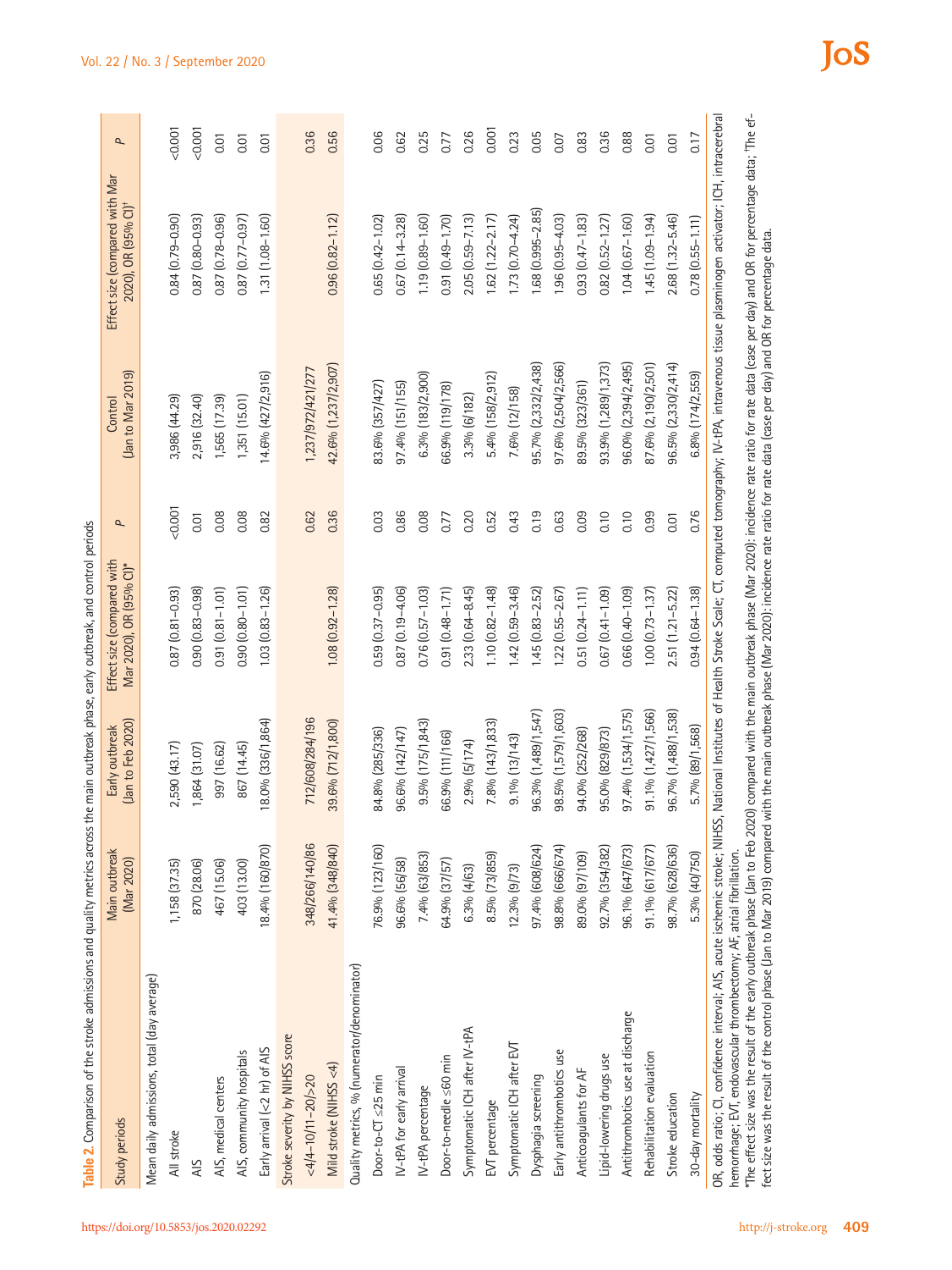**Table 2.** Comparison of the stroke admissions and quality metrics across the main outbreak phase, early outbreak, and control periods

| Study periods | Main outbreak (Mar 2020) | Early outbreak (Jan to Feb 2020) | Effect size (compared with Mar 2020), OR (95% CI)* | P | Control (Jan to Mar 2019) | Effect size (compared with Mar 2020), OR (95% CI)† | P |
|---|---|---|---|---|---|---|---|
| Mean daily admissions, total (day average) | | | | | | | |
| All stroke | 1,158 (37.35) | 2,590 (43.17) | 0.87 (0.81–0.93) | <0.001 | 3,986 (44.29) | 0.84 (0.79–0.90) | <0.001 |
| AIS | 870 (28.06) | 1,864 (31.07) | 0.90 (0.83–0.98) | 0.01 | 2,916 (32.40) | 0.87 (0.80–0.93) | <0.001 |
| AIS, medical centers | 467 (15.06) | 997 (16.62) | 0.91 (0.81–1.01) | 0.08 | 1,565 (17.39) | 0.87 (0.78–0.96) | 0.01 |
| AIS, community hospitals | 403 (13.00) | 867 (14.45) | 0.90 (0.80–1.01) | 0.08 | 1,351 (15.01) | 0.87 (0.77–0.97) | 0.01 |
| Early arrival (<2 hr) of AIS | 18.4% (160/870) | 18.0% (336/1,864) | 1.03 (0.83–1.26) | 0.82 | 14.6% (427/2,916) | 1.31 (1.08–1.60) | 0.01 |
| Stroke severity by NIHSS score | | | | | | | |
| <4/4–10/11–20/>20 | 348/266/140/86 | 712/608/284/196 | | 0.62 | 1,237/972/421/277 | | 0.36 |
| Mild stroke (NIHSS <4) | 41.4% (348/840) | 39.6% (712/1,800) | 1.08 (0.92–1.28) | 0.36 | 42.6% (1,237/2,907) | 0.96 (0.82–1.12) | 0.56 |
| Quality metrics, % (numerator/denominator) | | | | | | | |
| Door-to-CT ≤25 min | 76.9% (123/160) | 84.8% (285/336) | 0.59 (0.37–0.95) | 0.03 | 83.6% (357/427) | 0.65 (0.42–1.02) | 0.06 |
| IV-tPA for early arrival | 96.6% (56/58) | 96.6% (142/147) | 0.87 (0.19–4.06) | 0.86 | 97.4% (151/155) | 0.67 (0.14–3.28) | 0.62 |
| IV-tPA percentage | 7.4% (63/853) | 9.5% (175/1,843) | 0.76 (0.57–1.03) | 0.08 | 6.3% (183/2,900) | 1.19 (0.89–1.60) | 0.25 |
| Door-to-needle ≤60 min | 64.9% (37/57) | 66.9% (111/166) | 0.91 (0.48–1.71) | 0.77 | 66.9% (119/178) | 0.91 (0.49–1.70) | 0.77 |
| Symptomatic ICH after IV-tPA | 6.3% (4/63) | 2.9% (5/174) | 2.33 (0.64–8.45) | 0.20 | 3.3% (6/182) | 2.05 (0.59–7.13) | 0.26 |
| EVT percentage | 8.5% (73/859) | 7.8% (143/1,833) | 1.10 (0.82–1.48) | 0.52 | 5.4% (158/2,912) | 1.62 (1.22–2.17) | 0.001 |
| Symptomatic ICH after EVT | 12.3% (9/73) | 9.1% (13/143) | 1.42 (0.59–3.46) | 0.43 | 7.6% (12/158) | 1.73 (0.70–4.24) | 0.23 |
| Dysphagia screening | 97.4% (608/624) | 96.3% (1,489/1,547) | 1.45 (0.83–2.52) | 0.19 | 95.7% (2,332/2,438) | 1.68 (0.995–2.85) | 0.05 |
| Early antithrombotics use | 98.8% (666/674) | 98.5% (1,579/1,603) | 1.22 (0.55–2.67) | 0.63 | 97.6% (2,504/2,566) | 1.96 (0.95–4.03) | 0.07 |
| Anticoagulants for AF | 89.0% (97/109) | 94.0% (252/268) | 0.51 (0.24–1.11) | 0.09 | 89.5% (323/361) | 0.93 (0.47–1.83) | 0.83 |
| Lipid-lowering drugs use | 92.7% (354/382) | 95.0% (829/873) | 0.67 (0.41–1.09) | 0.10 | 93.9% (1,289/1,373) | 0.82 (0.52–1.27) | 0.36 |
| Antithrombotics use at discharge | 96.1% (647/673) | 97.4% (1,534/1,575) | 0.66 (0.40–1.09) | 0.10 | 96.0% (2,394/2,495) | 1.04 (0.67–1.60) | 0.88 |
| Rehabilitation evaluation | 91.1% (617/677) | 91.1% (1,427/1,566) | 1.00 (0.73–1.37) | 0.99 | 87.6% (2,190/2,501) | 1.45 (1.09–1.94) | 0.01 |
| Stroke education | 98.7% (628/636) | 96.7% (1,488/1,538) | 2.51 (1.21–5.22) | 0.01 | 96.5% (2,330/2,414) | 2.68 (1.32–5.46) | 0.01 |
| 30-day mortality | 5.3% (40/750) | 5.7% (89/1,568) | 0.94 (0.64–1.38) | 0.76 | 6.8% (174/2,559) | 0.78 (0.55–1.11) | 0.17 |

OR, odds ratio; CI, confidence interval; AIS, acute ischemic stroke; NIHSS, National Institutes of Health Stroke Scale; CT, computed tomography; IV-tPA, intravenous tissue plasminogen activator; ICH, intracerebral hemorrhage; EVT, endovascular thrombectomy; AF, atrial fibrillation.

*The effect size was the result of the early outbreak phase (Jan to Feb 2020) compared with the main outbreak phase (Mar 2020): incidence rate ratio for rate data (case per day) and OR for percentage data; †The effect size was the result of the control phase (Jan to Mar 2019) compared with the main outbreak phase (Mar 2020): incidence rate ratio for rate data (case per day) and OR for percentage data.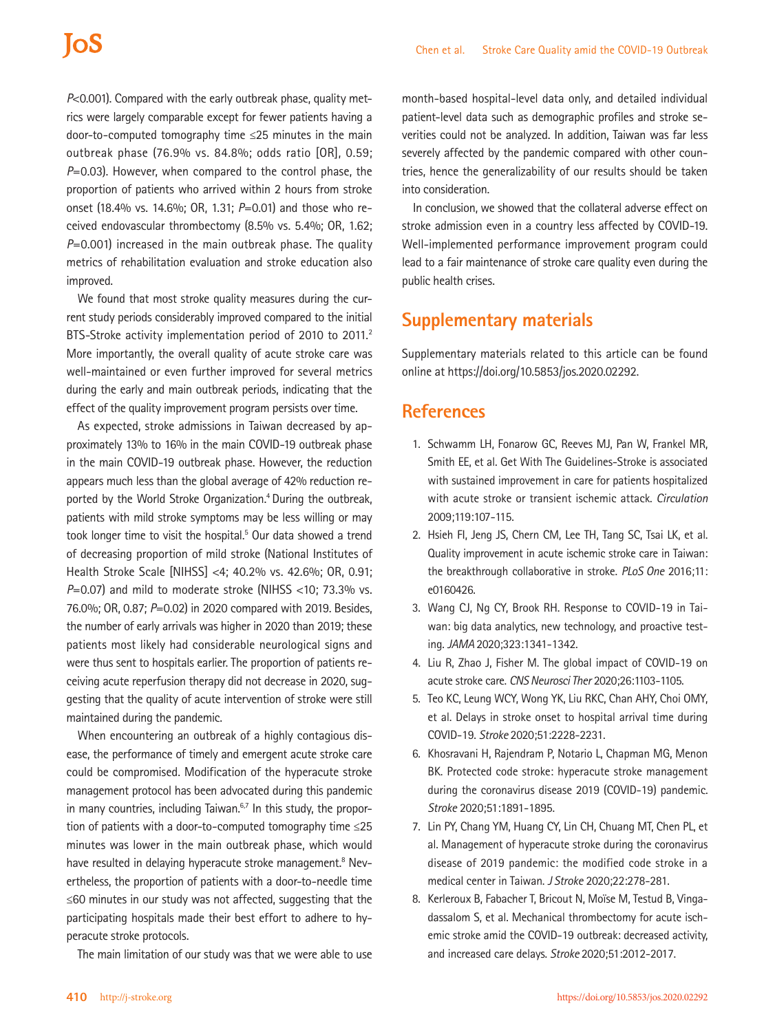*P*<0.001). Compared with the early outbreak phase, quality metrics were largely comparable except for fewer patients having a door-to-computed tomography time ≤25 minutes in the main outbreak phase (76.9% vs. 84.8%; odds ratio [OR], 0.59; *P*=0.03). However, when compared to the control phase, the proportion of patients who arrived within 2 hours from stroke onset (18.4% vs. 14.6%; OR, 1.31; *P*=0.01) and those who received endovascular thrombectomy (8.5% vs. 5.4%; OR, 1.62; *P*=0.001) increased in the main outbreak phase. The quality metrics of rehabilitation evaluation and stroke education also improved.

We found that most stroke quality measures during the current study periods considerably improved compared to the initial BTS-Stroke activity implementation period of 2010 to 2011.[2] More importantly, the overall quality of acute stroke care was well-maintained or even further improved for several metrics during the early and main outbreak periods, indicating that the effect of the quality improvement program persists over time.

As expected, stroke admissions in Taiwan decreased by approximately 13% to 16% in the main COVID-19 outbreak phase in the main COVID-19 outbreak phase. However, the reduction appears much less than the global average of 42% reduction reported by the World Stroke Organization.[4] During the outbreak, patients with mild stroke symptoms may be less willing or may took longer time to visit the hospital.[5] Our data showed a trend of decreasing proportion of mild stroke (National Institutes of Health Stroke Scale [NIHSS] <4; 40.2% vs. 42.6%; OR, 0.91; *P*=0.07) and mild to moderate stroke (NIHSS <10; 73.3% vs. 76.0%; OR, 0.87; *P*=0.02) in 2020 compared with 2019. Besides, the number of early arrivals was higher in 2020 than 2019; these patients most likely had considerable neurological signs and were thus sent to hospitals earlier. The proportion of patients receiving acute reperfusion therapy did not decrease in 2020, suggesting that the quality of acute intervention of stroke were still maintained during the pandemic.

When encountering an outbreak of a highly contagious disease, the performance of timely and emergent acute stroke care could be compromised. Modification of the hyperacute stroke management protocol has been advocated during this pandemic in many countries, including Taiwan.[6,7] In this study, the proportion of patients with a door-to-computed tomography time ≤25 minutes was lower in the main outbreak phase, which would have resulted in delaying hyperacute stroke management.[8] Nevertheless, the proportion of patients with a door-to-needle time ≤60 minutes in our study was not affected, suggesting that the participating hospitals made their best effort to adhere to hyperacute stroke protocols.

The main limitation of our study was that we were able to use month-based hospital-level data only, and detailed individual patient-level data such as demographic profiles and stroke severities could not be analyzed. In addition, Taiwan was far less severely affected by the pandemic compared with other countries, hence the generalizability of our results should be taken into consideration.

In conclusion, we showed that the collateral adverse effect on stroke admission even in a country less affected by COVID-19. Well-implemented performance improvement program could lead to a fair maintenance of stroke care quality even during the public health crises.

## Supplementary materials

Supplementary materials related to this article can be found online at https://doi.org/10.5853/jos.2020.02292.

## References

1. Schwamm LH, Fonarow GC, Reeves MJ, Pan W, Frankel MR, Smith EE, et al. Get With The Guidelines-Stroke is associated with sustained improvement in care for patients hospitalized with acute stroke or transient ischemic attack. *Circulation* 2009;119:107-115.
2. Hsieh FI, Jeng JS, Chern CM, Lee TH, Tang SC, Tsai LK, et al. Quality improvement in acute ischemic stroke care in Taiwan: the breakthrough collaborative in stroke. *PLoS One* 2016;11:e0160426.
3. Wang CJ, Ng CY, Brook RH. Response to COVID-19 in Taiwan: big data analytics, new technology, and proactive testing. *JAMA* 2020;323:1341-1342.
4. Liu R, Zhao J, Fisher M. The global impact of COVID-19 on acute stroke care. *CNS Neurosci Ther* 2020;26:1103-1105.
5. Teo KC, Leung WCY, Wong YK, Liu RKC, Chan AHY, Choi OMY, et al. Delays in stroke onset to hospital arrival time during COVID-19. *Stroke* 2020;51:2228-2231.
6. Khosravani H, Rajendram P, Notario L, Chapman MG, Menon BK. Protected code stroke: hyperacute stroke management during the coronavirus disease 2019 (COVID-19) pandemic. *Stroke* 2020;51:1891-1895.
7. Lin PY, Chang YM, Huang CY, Lin CH, Chuang MT, Chen PL, et al. Management of hyperacute stroke during the coronavirus disease of 2019 pandemic: the modified code stroke in a medical center in Taiwan. *J Stroke* 2020;22:278-281.
8. Kerleroux B, Fabacher T, Bricout N, Moïse M, Testud B, Vingadassalom S, et al. Mechanical thrombectomy for acute ischemic stroke amid the COVID-19 outbreak: decreased activity, and increased care delays. *Stroke* 2020;51:2012-2017.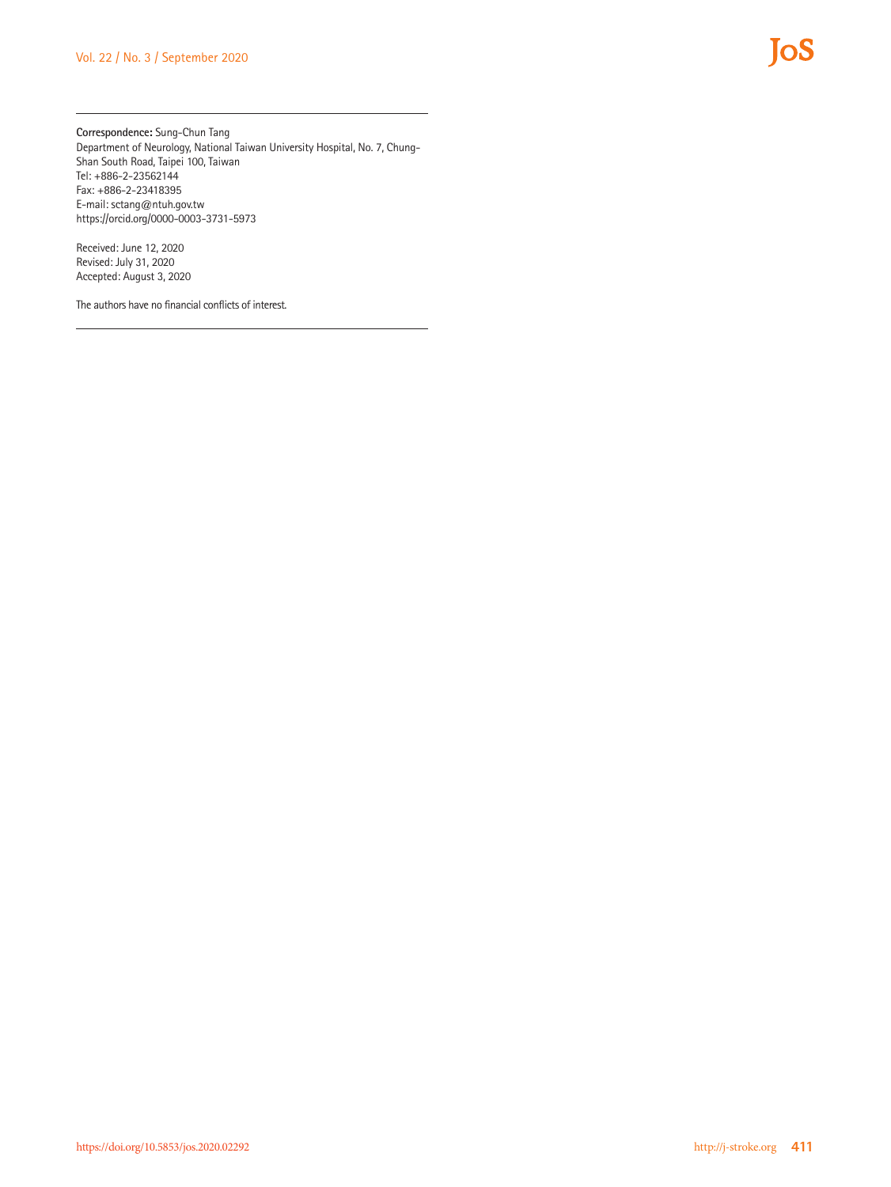**Correspondence:** Sung-Chun Tang
Department of Neurology, National Taiwan University Hospital, No. 7, Chung-Shan South Road, Taipei 100, Taiwan
Tel: +886-2-23562144
Fax: +886-2-23418395
E-mail: sctang@ntuh.gov.tw
https://orcid.org/0000-0003-3731-5973

Received: June 12, 2020
Revised: July 31, 2020
Accepted: August 3, 2020

The authors have no financial conflicts of interest.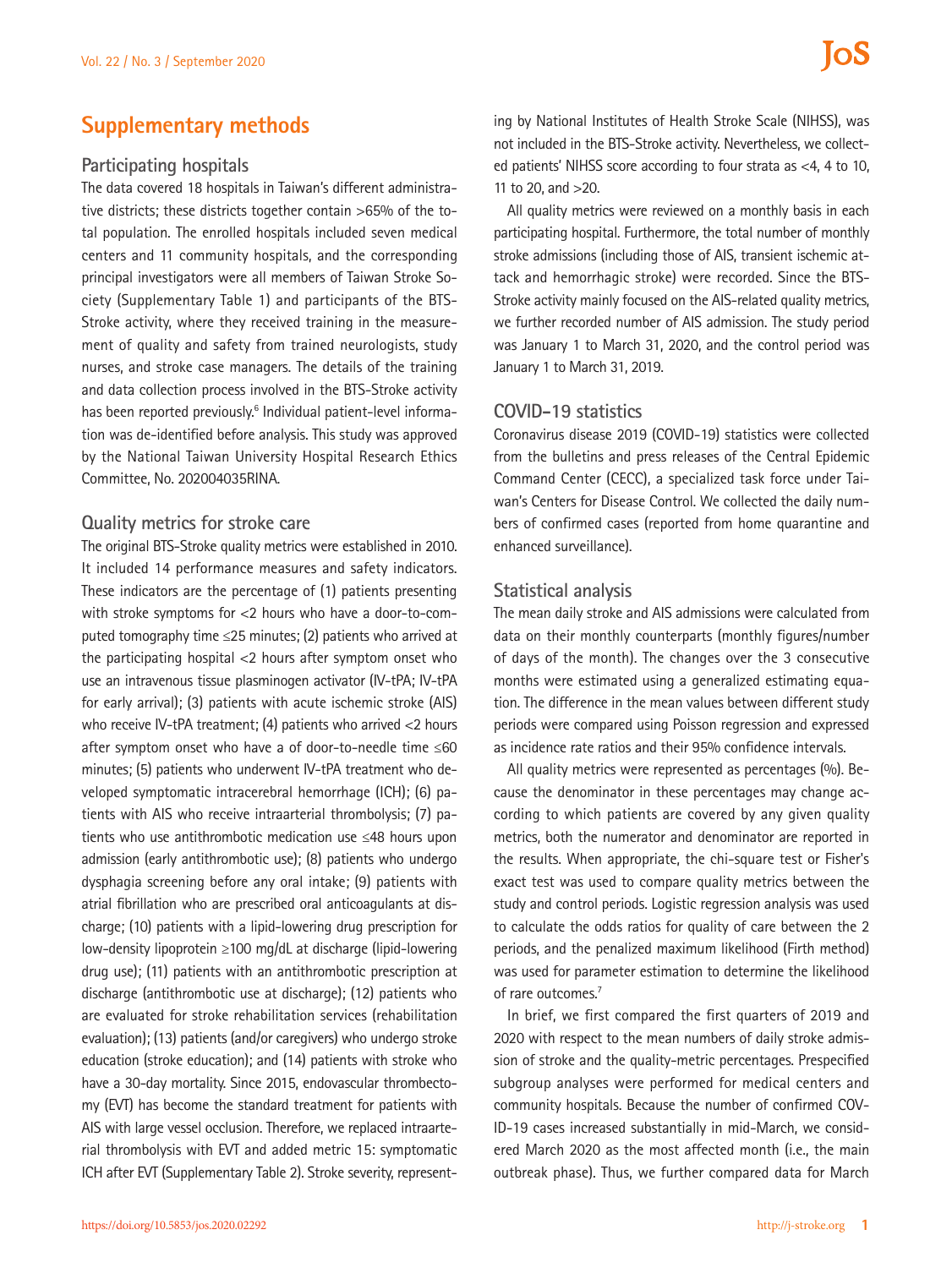## Supplementary methods

### Participating hospitals

The data covered 18 hospitals in Taiwan's different administrative districts; these districts together contain >65% of the total population. The enrolled hospitals included seven medical centers and 11 community hospitals, and the corresponding principal investigators were all members of Taiwan Stroke Society (Supplementary Table 1) and participants of the BTS-Stroke activity, where they received training in the measurement of quality and safety from trained neurologists, study nurses, and stroke case managers. The details of the training and data collection process involved in the BTS-Stroke activity has been reported previously.[6] Individual patient-level information was de-identified before analysis. This study was approved by the National Taiwan University Hospital Research Ethics Committee, No. 202004035RINA.

### Quality metrics for stroke care

The original BTS-Stroke quality metrics were established in 2010. It included 14 performance measures and safety indicators. These indicators are the percentage of (1) patients presenting with stroke symptoms for <2 hours who have a door-to-computed tomography time ≤25 minutes; (2) patients who arrived at the participating hospital <2 hours after symptom onset who use an intravenous tissue plasminogen activator (IV-tPA; IV-tPA for early arrival); (3) patients with acute ischemic stroke (AIS) who receive IV-tPA treatment; (4) patients who arrived <2 hours after symptom onset who have a of door-to-needle time ≤60 minutes; (5) patients who underwent IV-tPA treatment who developed symptomatic intracerebral hemorrhage (ICH); (6) patients with AIS who receive intraarterial thrombolysis; (7) patients who use antithrombotic medication use ≤48 hours upon admission (early antithrombotic use); (8) patients who undergo dysphagia screening before any oral intake; (9) patients with atrial fibrillation who are prescribed oral anticoagulants at discharge; (10) patients with a lipid-lowering drug prescription for low-density lipoprotein ≥100 mg/dL at discharge (lipid-lowering drug use); (11) patients with an antithrombotic prescription at discharge (antithrombotic use at discharge); (12) patients who are evaluated for stroke rehabilitation services (rehabilitation evaluation); (13) patients (and/or caregivers) who undergo stroke education (stroke education); and (14) patients with stroke who have a 30-day mortality. Since 2015, endovascular thrombectomy (EVT) has become the standard treatment for patients with AIS with large vessel occlusion. Therefore, we replaced intraarterial thrombolysis with EVT and added metric 15: symptomatic ICH after EVT (Supplementary Table 2). Stroke severity, representing by National Institutes of Health Stroke Scale (NIHSS), was not included in the BTS-Stroke activity. Nevertheless, we collected patients' NIHSS score according to four strata as <4, 4 to 10, 11 to 20, and >20.

All quality metrics were reviewed on a monthly basis in each participating hospital. Furthermore, the total number of monthly stroke admissions (including those of AIS, transient ischemic attack and hemorrhagic stroke) were recorded. Since the BTS-Stroke activity mainly focused on the AIS-related quality metrics, we further recorded number of AIS admission. The study period was January 1 to March 31, 2020, and the control period was January 1 to March 31, 2019.

### COVID-19 statistics

Coronavirus disease 2019 (COVID-19) statistics were collected from the bulletins and press releases of the Central Epidemic Command Center (CECC), a specialized task force under Taiwan's Centers for Disease Control. We collected the daily numbers of confirmed cases (reported from home quarantine and enhanced surveillance).

### Statistical analysis

The mean daily stroke and AIS admissions were calculated from data on their monthly counterparts (monthly figures/number of days of the month). The changes over the 3 consecutive months were estimated using a generalized estimating equation. The difference in the mean values between different study periods were compared using Poisson regression and expressed as incidence rate ratios and their 95% confidence intervals.

All quality metrics were represented as percentages (%). Because the denominator in these percentages may change according to which patients are covered by any given quality metrics, both the numerator and denominator are reported in the results. When appropriate, the chi-square test or Fisher's exact test was used to compare quality metrics between the study and control periods. Logistic regression analysis was used to calculate the odds ratios for quality of care between the 2 periods, and the penalized maximum likelihood (Firth method) was used for parameter estimation to determine the likelihood of rare outcomes.[7]

In brief, we first compared the first quarters of 2019 and 2020 with respect to the mean numbers of daily stroke admission of stroke and the quality-metric percentages. Prespecified subgroup analyses were performed for medical centers and community hospitals. Because the number of confirmed COVID-19 cases increased substantially in mid-March, we considered March 2020 as the most affected month (i.e., the main outbreak phase). Thus, we further compared data for March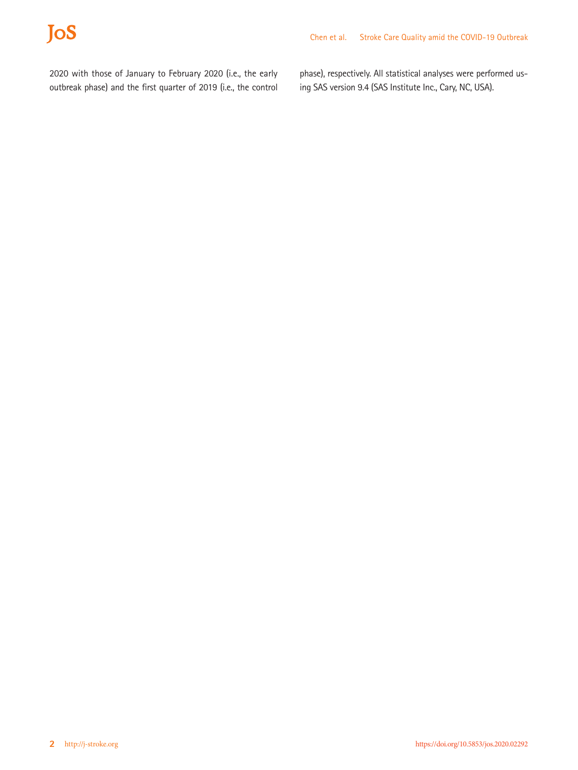2020 with those of January to February 2020 (i.e., the early outbreak phase) and the first quarter of 2019 (i.e., the control phase), respectively. All statistical analyses were performed using SAS version 9.4 (SAS Institute Inc., Cary, NC, USA).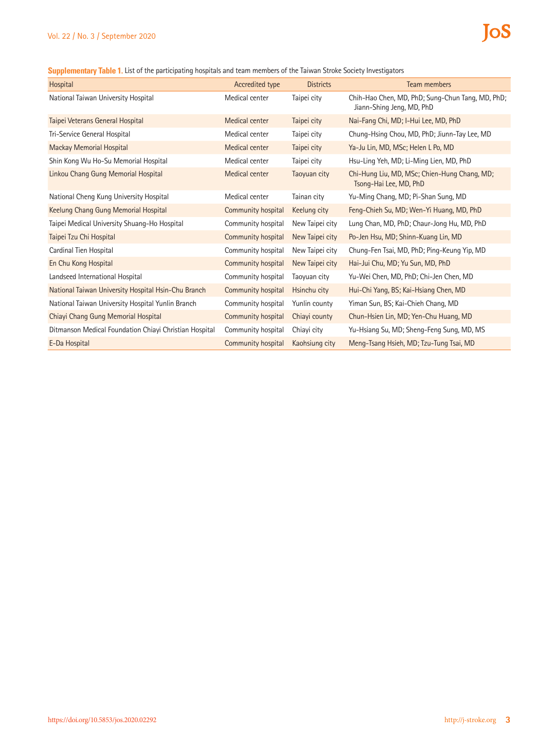**Supplementary Table 1.** List of the participating hospitals and team members of the Taiwan Stroke Society Investigators

| Hospital | Accredited type | Districts | Team members |
|---|---|---|---|
| National Taiwan University Hospital | Medical center | Taipei city | Chih-Hao Chen, MD, PhD; Sung-Chun Tang, MD, PhD; Jiann-Shing Jeng, MD, PhD |
| Taipei Veterans General Hospital | Medical center | Taipei city | Nai-Fang Chi, MD; I-Hui Lee, MD, PhD |
| Tri-Service General Hospital | Medical center | Taipei city | Chung-Hsing Chou, MD, PhD; Jiunn-Tay Lee, MD |
| Mackay Memorial Hospital | Medical center | Taipei city | Ya-Ju Lin, MD, MSc; Helen L Po, MD |
| Shin Kong Wu Ho-Su Memorial Hospital | Medical center | Taipei city | Hsu-Ling Yeh, MD; Li-Ming Lien, MD, PhD |
| Linkou Chang Gung Memorial Hospital | Medical center | Taoyuan city | Chi-Hung Liu, MD, MSc; Chien-Hung Chang, MD; Tsong-Hai Lee, MD, PhD |
| National Cheng Kung University Hospital | Medical center | Tainan city | Yu-Ming Chang, MD; Pi-Shan Sung, MD |
| Keelung Chang Gung Memorial Hospital | Community hospital | Keelung city | Feng-Chieh Su, MD; Wen-Yi Huang, MD, PhD |
| Taipei Medical University Shuang-Ho Hospital | Community hospital | New Taipei city | Lung Chan, MD, PhD; Chaur-Jong Hu, MD, PhD |
| Taipei Tzu Chi Hospital | Community hospital | New Taipei city | Po-Jen Hsu, MD; Shinn-Kuang Lin, MD |
| Cardinal Tien Hospital | Community hospital | New Taipei city | Chung-Fen Tsai, MD, PhD; Ping-Keung Yip, MD |
| En Chu Kong Hospital | Community hospital | New Taipei city | Hai-Jui Chu, MD; Yu Sun, MD, PhD |
| Landseed International Hospital | Community hospital | Taoyuan city | Yu-Wei Chen, MD, PhD; Chi-Jen Chen, MD |
| National Taiwan University Hospital Hsin-Chu Branch | Community hospital | Hsinchu city | Hui-Chi Yang, BS; Kai-Hsiang Chen, MD |
| National Taiwan University Hospital Yunlin Branch | Community hospital | Yunlin county | Yiman Sun, BS; Kai-Chieh Chang, MD |
| Chiayi Chang Gung Memorial Hospital | Community hospital | Chiayi county | Chun-Hsien Lin, MD; Yen-Chu Huang, MD |
| Ditmanson Medical Foundation Chiayi Christian Hospital | Community hospital | Chiayi city | Yu-Hsiang Su, MD; Sheng-Feng Sung, MD, MS |
| E-Da Hospital | Community hospital | Kaohsiung city | Meng-Tsang Hsieh, MD; Tzu-Tung Tsai, MD |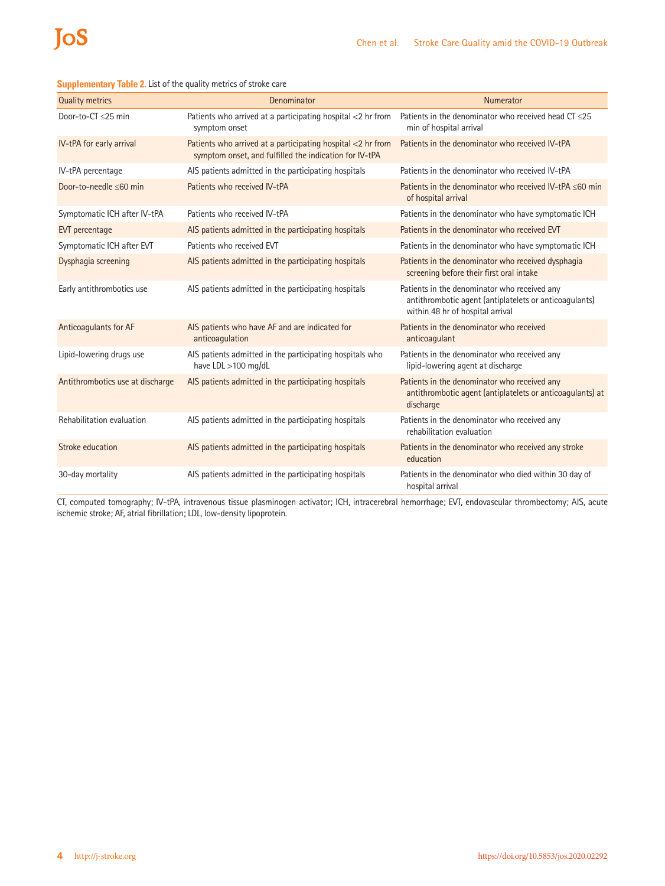**Supplementary Table 2.** List of the quality metrics of stroke care

| Quality metrics | Denominator | Numerator |
|---|---|---|
| Door-to-CT ≤25 min | Patients who arrived at a participating hospital <2 hr from symptom onset | Patients in the denominator who received head CT ≤25 min of hospital arrival |
| IV-tPA for early arrival | Patients who arrived at a participating hospital <2 hr from symptom onset, and fulfilled the indication for IV-tPA | Patients in the denominator who received IV-tPA |
| IV-tPA percentage | AIS patients admitted in the participating hospitals | Patients in the denominator who received IV-tPA |
| Door-to-needle ≤60 min | Patients who received IV-tPA | Patients in the denominator who received IV-tPA ≤60 min of hospital arrival |
| Symptomatic ICH after IV-tPA | Patients who received IV-tPA | Patients in the denominator who have symptomatic ICH |
| EVT percentage | AIS patients admitted in the participating hospitals | Patients in the denominator who received EVT |
| Symptomatic ICH after EVT | Patients who received EVT | Patients in the denominator who have symptomatic ICH |
| Dysphagia screening | AIS patients admitted in the participating hospitals | Patients in the denominator who received dysphagia screening before their first oral intake |
| Early antithrombotics use | AIS patients admitted in the participating hospitals | Patients in the denominator who received any antithrombotic agent (antiplatelets or anticoagulants) within 48 hr of hospital arrival |
| Anticoagulants for AF | AIS patients who have AF and are indicated for anticoagulation | Patients in the denominator who received anticoagulant |
| Lipid-lowering drugs use | AIS patients admitted in the participating hospitals who have LDL >100 mg/dL | Patients in the denominator who received any lipid-lowering agent at discharge |
| Antithrombotics use at discharge | AIS patients admitted in the participating hospitals | Patients in the denominator who received any antithrombotic agent (antiplatelets or anticoagulants) at discharge |
| Rehabilitation evaluation | AIS patients admitted in the participating hospitals | Patients in the denominator who received any rehabilitation evaluation |
| Stroke education | AIS patients admitted in the participating hospitals | Patients in the denominator who received any stroke education |
| 30-day mortality | AIS patients admitted in the participating hospitals | Patients in the denominator who died within 30 day of hospital arrival |

CT, computed tomography; IV-tPA, intravenous tissue plasminogen activator; ICH, intracerebral hemorrhage; EVT, endovascular thrombectomy; AIS, acute ischemic stroke; AF, atrial fibrillation; LDL, low-density lipoprotein.